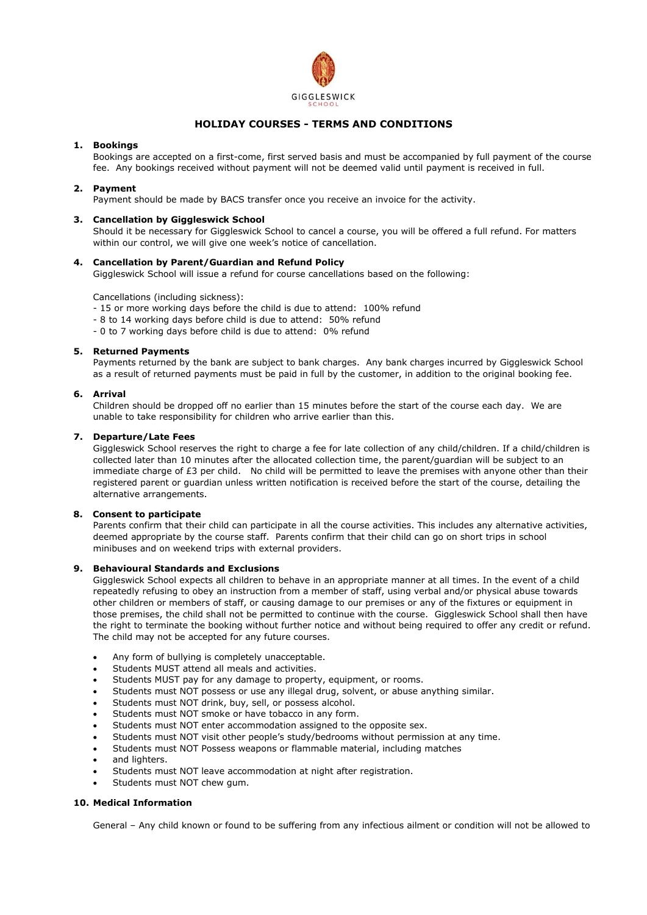GIGGLESWICK
SCHOOL

# HOLIDAY COURSES - TERMS AND CONDITIONS

**1. Bookings**

Bookings are accepted on a first-come, first served basis and must be accompanied by full payment of the course fee. Any bookings received without payment will not be deemed valid until payment is received in full.

**2. Payment**

Payment should be made by BACS transfer once you receive an invoice for the activity.

**3. Cancellation by Giggleswick School**

Should it be necessary for Giggleswick School to cancel a course, you will be offered a full refund. For matters within our control, we will give one week's notice of cancellation.

**4. Cancellation by Parent/Guardian and Refund Policy**

Giggleswick School will issue a refund for course cancellations based on the following:

Cancellations (including sickness):
- 15 or more working days before the child is due to attend: 100% refund
- 8 to 14 working days before child is due to attend: 50% refund
- 0 to 7 working days before child is due to attend: 0% refund

**5. Returned Payments**

Payments returned by the bank are subject to bank charges. Any bank charges incurred by Giggleswick School as a result of returned payments must be paid in full by the customer, in addition to the original booking fee.

**6. Arrival**

Children should be dropped off no earlier than 15 minutes before the start of the course each day. We are unable to take responsibility for children who arrive earlier than this.

**7. Departure/Late Fees**

Giggleswick School reserves the right to charge a fee for late collection of any child/children. If a child/children is collected later than 10 minutes after the allocated collection time, the parent/guardian will be subject to an immediate charge of £3 per child. No child will be permitted to leave the premises with anyone other than their registered parent or guardian unless written notification is received before the start of the course, detailing the alternative arrangements.

**8. Consent to participate**

Parents confirm that their child can participate in all the course activities. This includes any alternative activities, deemed appropriate by the course staff. Parents confirm that their child can go on short trips in school minibuses and on weekend trips with external providers.

**9. Behavioural Standards and Exclusions**

Giggleswick School expects all children to behave in an appropriate manner at all times. In the event of a child repeatedly refusing to obey an instruction from a member of staff, using verbal and/or physical abuse towards other children or members of staff, or causing damage to our premises or any of the fixtures or equipment in those premises, the child shall not be permitted to continue with the course. Giggleswick School shall then have the right to terminate the booking without further notice and without being required to offer any credit or refund. The child may not be accepted for any future courses.

- Any form of bullying is completely unacceptable.
- Students MUST attend all meals and activities.
- Students MUST pay for any damage to property, equipment, or rooms.
- Students must NOT possess or use any illegal drug, solvent, or abuse anything similar.
- Students must NOT drink, buy, sell, or possess alcohol.
- Students must NOT smoke or have tobacco in any form.
- Students must NOT enter accommodation assigned to the opposite sex.
- Students must NOT visit other people's study/bedrooms without permission at any time.
- Students must NOT Possess weapons or flammable material, including matches
- and lighters.
- Students must NOT leave accommodation at night after registration.
- Students must NOT chew gum.

**10. Medical Information**

General – Any child known or found to be suffering from any infectious ailment or condition will not be allowed to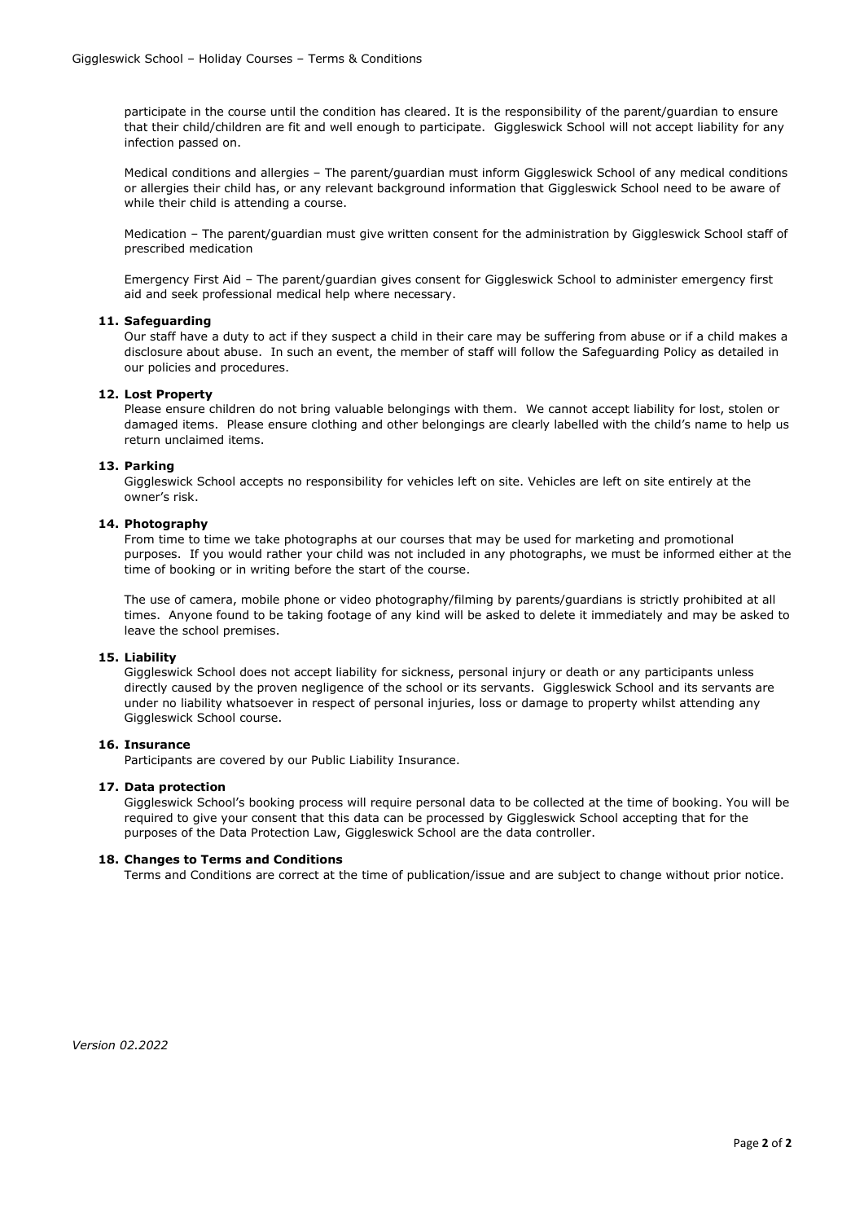participate in the course until the condition has cleared. It is the responsibility of the parent/guardian to ensure that their child/children are fit and well enough to participate. Giggleswick School will not accept liability for any infection passed on.

Medical conditions and allergies – The parent/guardian must inform Giggleswick School of any medical conditions or allergies their child has, or any relevant background information that Giggleswick School need to be aware of while their child is attending a course.

Medication – The parent/guardian must give written consent for the administration by Giggleswick School staff of prescribed medication

Emergency First Aid – The parent/guardian gives consent for Giggleswick School to administer emergency first aid and seek professional medical help where necessary.

**11. Safeguarding**

Our staff have a duty to act if they suspect a child in their care may be suffering from abuse or if a child makes a disclosure about abuse. In such an event, the member of staff will follow the Safeguarding Policy as detailed in our policies and procedures.

**12. Lost Property**

Please ensure children do not bring valuable belongings with them. We cannot accept liability for lost, stolen or damaged items. Please ensure clothing and other belongings are clearly labelled with the child's name to help us return unclaimed items.

**13. Parking**

Giggleswick School accepts no responsibility for vehicles left on site. Vehicles are left on site entirely at the owner's risk.

**14. Photography**

From time to time we take photographs at our courses that may be used for marketing and promotional purposes. If you would rather your child was not included in any photographs, we must be informed either at the time of booking or in writing before the start of the course.

The use of camera, mobile phone or video photography/filming by parents/guardians is strictly prohibited at all times. Anyone found to be taking footage of any kind will be asked to delete it immediately and may be asked to leave the school premises.

**15. Liability**

Giggleswick School does not accept liability for sickness, personal injury or death or any participants unless directly caused by the proven negligence of the school or its servants. Giggleswick School and its servants are under no liability whatsoever in respect of personal injuries, loss or damage to property whilst attending any Giggleswick School course.

**16. Insurance**

Participants are covered by our Public Liability Insurance.

**17. Data protection**

Giggleswick School's booking process will require personal data to be collected at the time of booking. You will be required to give your consent that this data can be processed by Giggleswick School accepting that for the purposes of the Data Protection Law, Giggleswick School are the data controller.

**18. Changes to Terms and Conditions**

Terms and Conditions are correct at the time of publication/issue and are subject to change without prior notice.

*Version 02.2022*